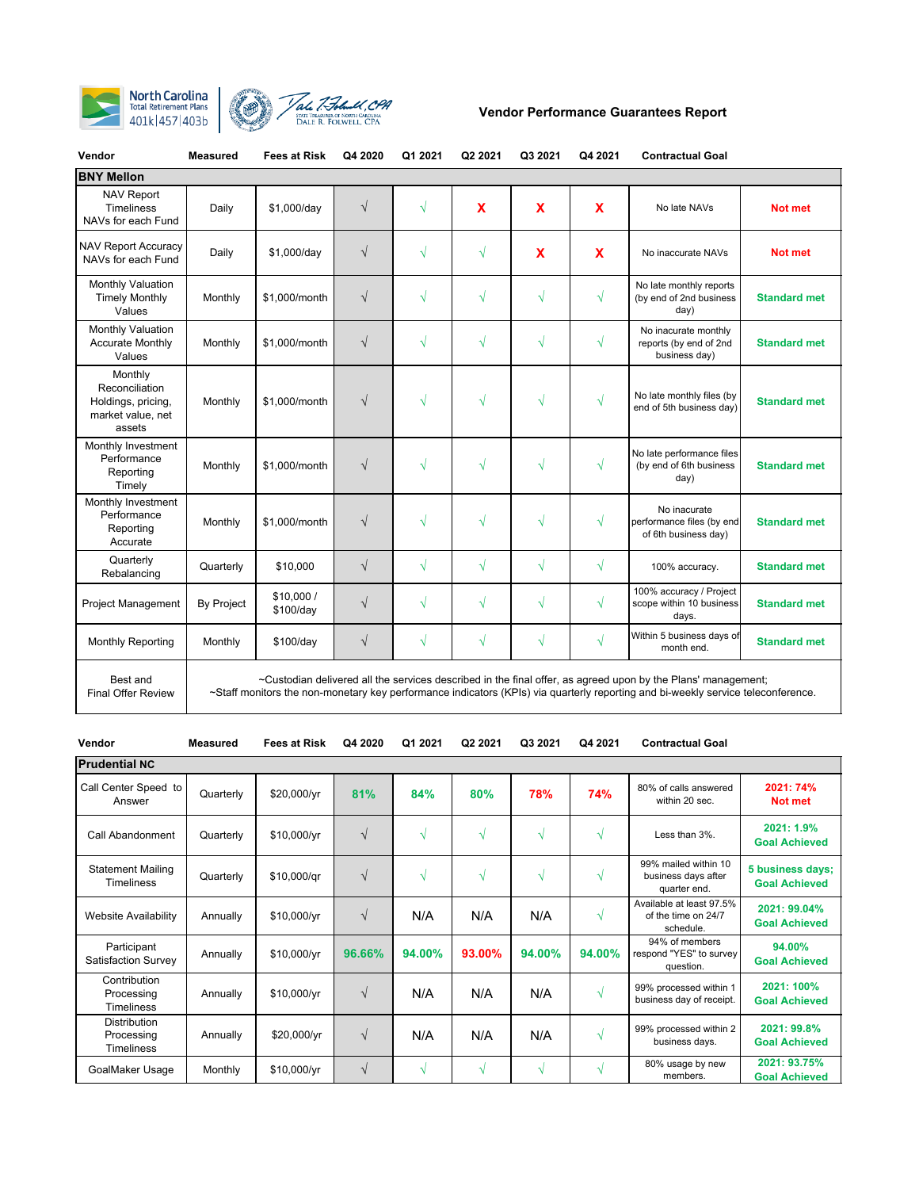North Carolina Total Retirement Plans 401k|457|403b

Dale R. Folwell, CPA — State Treasurer of North Carolina

# Vendor Performance Guarantees Report

| Vendor | Measured | Fees at Risk | Q4 2020 | Q1 2021 | Q2 2021 | Q3 2021 | Q4 2021 | Contractual Goal | |
|---|---|---|---|---|---|---|---|---|---|
| **BNY Mellon** | | | | | | | | | |
| NAV Report Timeliness NAVs for each Fund | Daily | $1,000/day | √ | √ | X | X | X | No late NAVs | Not met |
| NAV Report Accuracy NAVs for each Fund | Daily | $1,000/day | √ | √ | √ | X | X | No inaccurate NAVs | Not met |
| Monthly Valuation Timely Monthly Values | Monthly | $1,000/month | √ | √ | √ | √ | √ | No late monthly reports (by end of 2nd business day) | Standard met |
| Monthly Valuation Accurate Monthly Values | Monthly | $1,000/month | √ | √ | √ | √ | √ | No inacurate monthly reports (by end of 2nd business day) | Standard met |
| Monthly Reconciliation Holdings, pricing, market value, net assets | Monthly | $1,000/month | √ | √ | √ | √ | √ | No late monthly files (by end of 5th business day) | Standard met |
| Monthly Investment Performance Reporting Timely | Monthly | $1,000/month | √ | √ | √ | √ | √ | No late performance files (by end of 6th business day) | Standard met |
| Monthly Investment Performance Reporting Accurate | Monthly | $1,000/month | √ | √ | √ | √ | √ | No inacurate performance files (by end of 6th business day) | Standard met |
| Quarterly Rebalancing | Quarterly | $10,000 | √ | √ | √ | √ | √ | 100% accuracy. | Standard met |
| Project Management | By Project | $10,000 / $100/day | √ | √ | √ | √ | √ | 100% accuracy / Project scope within 10 business days. | Standard met |
| Monthly Reporting | Monthly | $100/day | √ | √ | √ | √ | √ | Within 5 business days of month end. | Standard met |
| Best and Final Offer Review | ~Custodian delivered all the services described in the final offer, as agreed upon by the Plans' management; ~Staff monitors the non-monetary key performance indicators (KPIs) via quarterly reporting and bi-weekly service teleconference. | | | | | | | | |

| Vendor | Measured | Fees at Risk | Q4 2020 | Q1 2021 | Q2 2021 | Q3 2021 | Q4 2021 | Contractual Goal | |
|---|---|---|---|---|---|---|---|---|---|
| **Prudential NC** | | | | | | | | | |
| Call Center Speed to Answer | Quarterly | $20,000/yr | 81% | 84% | 80% | 78% | 74% | 80% of calls answered within 20 sec. | 2021: 74% Not met |
| Call Abandonment | Quarterly | $10,000/yr | √ | √ | √ | √ | √ | Less than 3%. | 2021: 1.9% Goal Achieved |
| Statement Mailing Timeliness | Quarterly | $10,000/qr | √ | √ | √ | √ | √ | 99% mailed within 10 business days after quarter end. | 5 business days; Goal Achieved |
| Website Availability | Annually | $10,000/yr | √ | N/A | N/A | N/A | √ | Available at least 97.5% of the time on 24/7 schedule. | 2021: 99.04% Goal Achieved |
| Participant Satisfaction Survey | Annually | $10,000/yr | 96.66% | 94.00% | 93.00% | 94.00% | 94.00% | 94% of members respond "YES" to survey question. | 94.00% Goal Achieved |
| Contribution Processing Timeliness | Annually | $10,000/yr | √ | N/A | N/A | N/A | √ | 99% processed within 1 business day of receipt. | 2021: 100% Goal Achieved |
| Distribution Processing Timeliness | Annually | $20,000/yr | √ | N/A | N/A | N/A | √ | 99% processed within 2 business days. | 2021: 99.8% Goal Achieved |
| GoalMaker Usage | Monthly | $10,000/yr | √ | √ | √ | √ | √ | 80% usage by new members. | 2021: 93.75% Goal Achieved |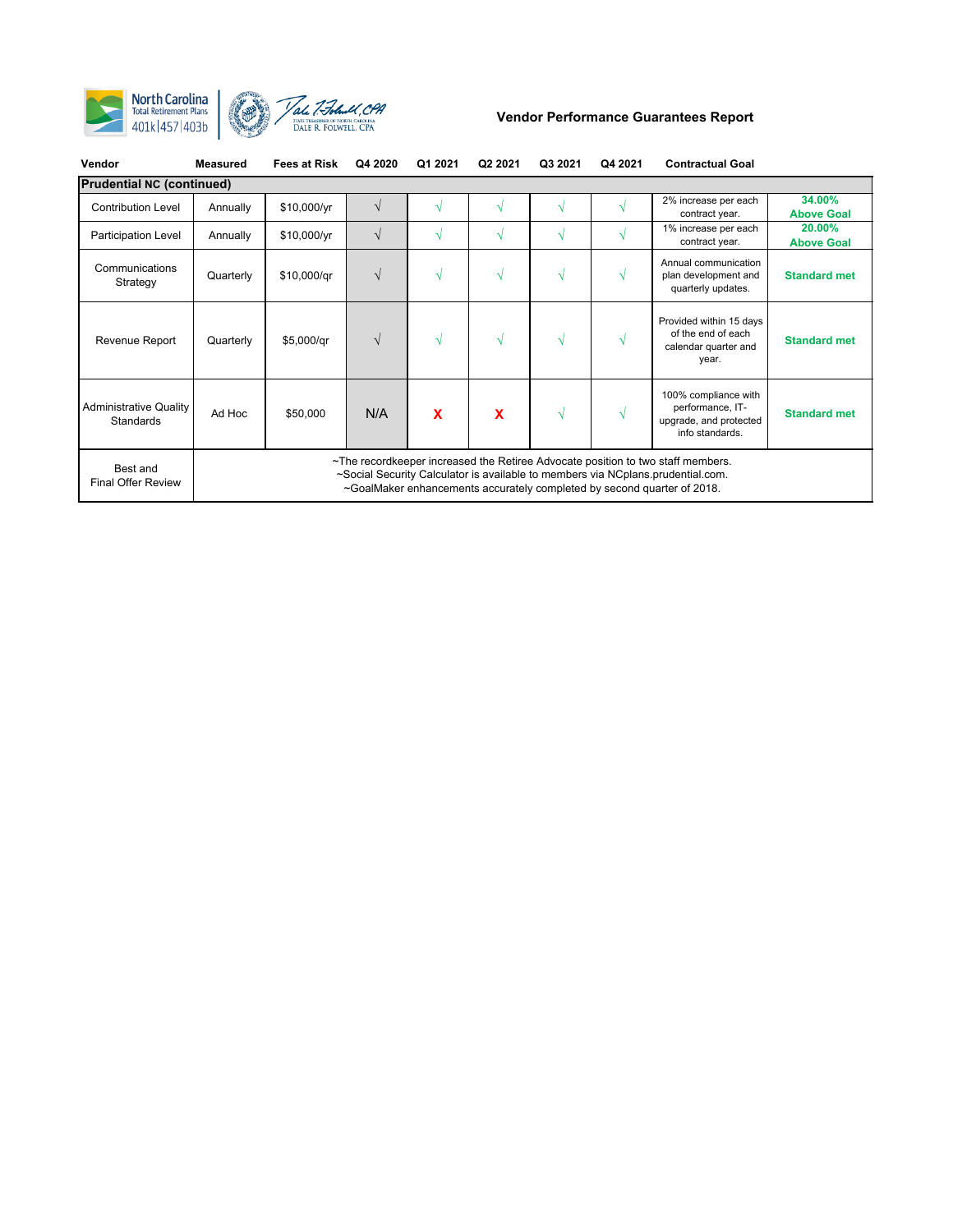# Vendor Performance Guarantees Report

| Vendor | Measured | Fees at Risk | Q4 2020 | Q1 2021 | Q2 2021 | Q3 2021 | Q4 2021 | Contractual Goal | |
|---|---|---|---|---|---|---|---|---|---|
| **Prudential NC (continued)** | | | | | | | | | |
| Contribution Level | Annually | $10,000/yr | √ | √ | √ | √ | √ | 2% increase per each contract year. | **34.00% Above Goal** |
| Participation Level | Annually | $10,000/yr | √ | √ | √ | √ | √ | 1% increase per each contract year. | **20.00% Above Goal** |
| Communications Strategy | Quarterly | $10,000/qr | √ | √ | √ | √ | √ | Annual communication plan development and quarterly updates. | **Standard met** |
| Revenue Report | Quarterly | $5,000/qr | √ | √ | √ | √ | √ | Provided within 15 days of the end of each calendar quarter and year. | **Standard met** |
| Administrative Quality Standards | Ad Hoc | $50,000 | N/A | X | X | √ | √ | 100% compliance with performance, IT-upgrade, and protected info standards. | **Standard met** |
| Best and Final Offer Review | ~The recordkeeper increased the Retiree Advocate position to two staff members.<br>~Social Security Calculator is available to members via NCplans.prudential.com.<br>~GoalMaker enhancements accurately completed by second quarter of 2018. | | | | | | | | |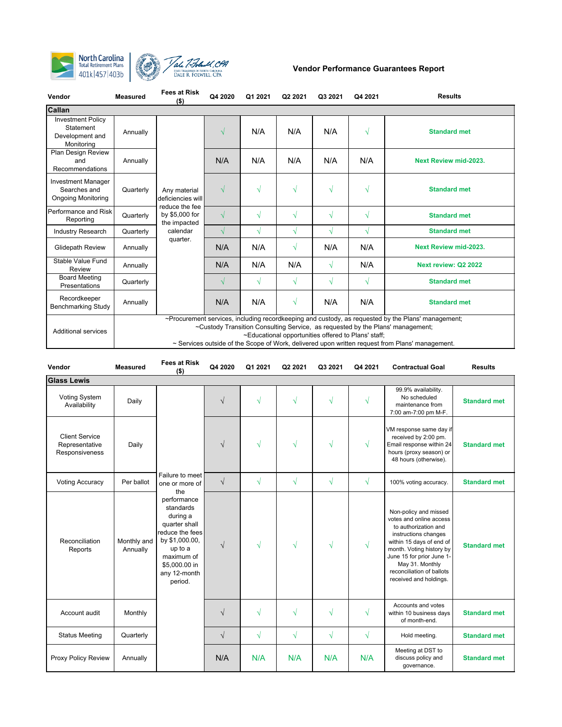North Carolina Total Retirement Plans 401k|457|403b

Dale R. Folwell, CPA — State Treasurer of North Carolina

# Vendor Performance Guarantees Report

| Vendor | Measured | Fees at Risk ($) | Q4 2020 | Q1 2021 | Q2 2021 | Q3 2021 | Q4 2021 | Results |
|---|---|---|---|---|---|---|---|---|
| **Callan** | | | | | | | | |
| Investment Policy Statement Development and Monitoring | Annually | Any material deficiencies will reduce the fee by $5,000 for the impacted calendar quarter. | √ | N/A | N/A | N/A | √ | Standard met |
| Plan Design Review and Recommendations | Annually | | N/A | N/A | N/A | N/A | N/A | Next Review mid-2023. |
| Investment Manager Searches and Ongoing Monitoring | Quarterly | | √ | √ | √ | √ | √ | Standard met |
| Performance and Risk Reporting | Quarterly | | √ | √ | √ | √ | √ | Standard met |
| Industry Research | Quarterly | | √ | √ | √ | √ | √ | Standard met |
| Glidepath Review | Annually | | N/A | N/A | √ | N/A | N/A | Next Review mid-2023. |
| Stable Value Fund Review | Annually | | N/A | N/A | N/A | √ | N/A | Next review: Q2 2022 |
| Board Meeting Presentations | Quarterly | | √ | √ | √ | √ | √ | Standard met |
| Recordkeeper Benchmarking Study | Annually | | N/A | N/A | √ | N/A | N/A | Standard met |
| Additional services | ~Procurement services, including recordkeeping and custody, as requested by the Plans' management; ~Custody Transition Consulting Service, as requested by the Plans' management; ~Educational opportunities offered to Plans' staff; ~ Services outside of the Scope of Work, delivered upon written request from Plans' management. | | | | | | | |

| Vendor | Measured | Fees at Risk ($) | Q4 2020 | Q1 2021 | Q2 2021 | Q3 2021 | Q4 2021 | Contractual Goal | Results |
|---|---|---|---|---|---|---|---|---|---|
| **Glass Lewis** | | | | | | | | | |
| Voting System Availability | Daily | Failure to meet one or more of the performance standards during a quarter shall reduce the fees by $1,000.00, up to a maximum of $5,000.00 in any 12-month period. | √ | √ | √ | √ | √ | 99.9% availability. No scheduled maintenance from 7:00 am-7:00 pm M-F. | Standard met |
| Client Service Representative Responsiveness | Daily | | √ | √ | √ | √ | √ | VM response same day if received by 2:00 pm. Email response within 24 hours (proxy season) or 48 hours (otherwise). | Standard met |
| Voting Accuracy | Per ballot | | √ | √ | √ | √ | √ | 100% voting accuracy. | Standard met |
| Reconciliation Reports | Monthly and Annually | | √ | √ | √ | √ | √ | Non-policy and missed votes and online access to authorization and instructions changes within 15 days of end of month. Voting history by June 15 for prior June 1-May 31. Monthly reconciliation of ballots received and holdings. | Standard met |
| Account audit | Monthly | | √ | √ | √ | √ | √ | Accounts and votes within 10 business days of month-end. | Standard met |
| Status Meeting | Quarterly | | √ | √ | √ | √ | √ | Hold meeting. | Standard met |
| Proxy Policy Review | Annually | | N/A | N/A | N/A | N/A | N/A | Meeting at DST to discuss policy and governance. | Standard met |